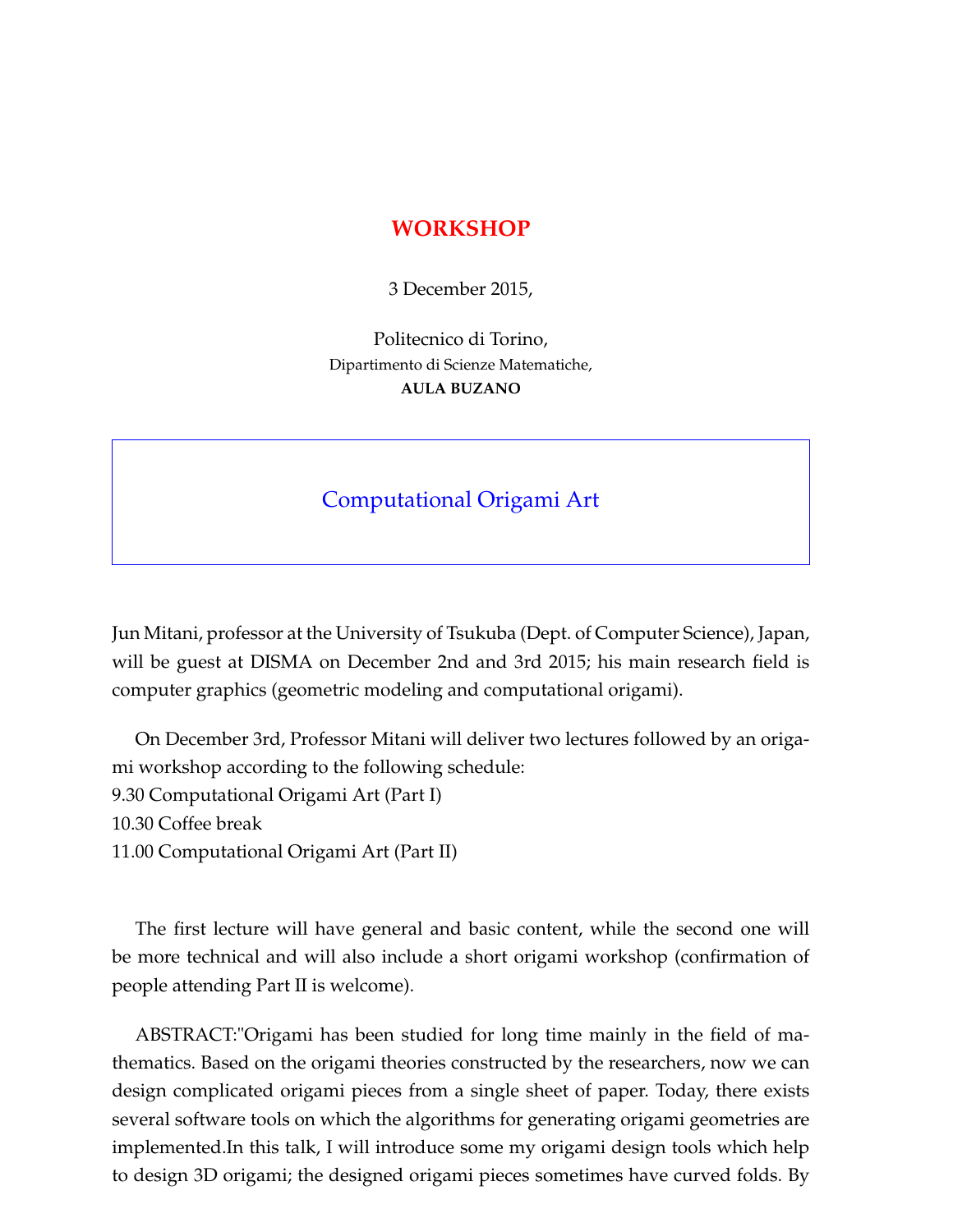# WORKSHOP

3 December 2015,

Politecnico di Torino,
Dipartimento di Scienze Matematiche,
**AULA BUZANO**

## Computational Origami Art

Jun Mitani, professor at the University of Tsukuba (Dept. of Computer Science), Japan, will be guest at DISMA on December 2nd and 3rd 2015; his main research field is computer graphics (geometric modeling and computational origami).

On December 3rd, Professor Mitani will deliver two lectures followed by an origami workshop according to the following schedule:
9.30 Computational Origami Art (Part I)
10.30 Coffee break
11.00 Computational Origami Art (Part II)

The first lecture will have general and basic content, while the second one will be more technical and will also include a short origami workshop (confirmation of people attending Part II is welcome).

ABSTRACT:"Origami has been studied for long time mainly in the field of mathematics. Based on the origami theories constructed by the researchers, now we can design complicated origami pieces from a single sheet of paper. Today, there exists several software tools on which the algorithms for generating origami geometries are implemented.In this talk, I will introduce some my origami design tools which help to design 3D origami; the designed origami pieces sometimes have curved folds. By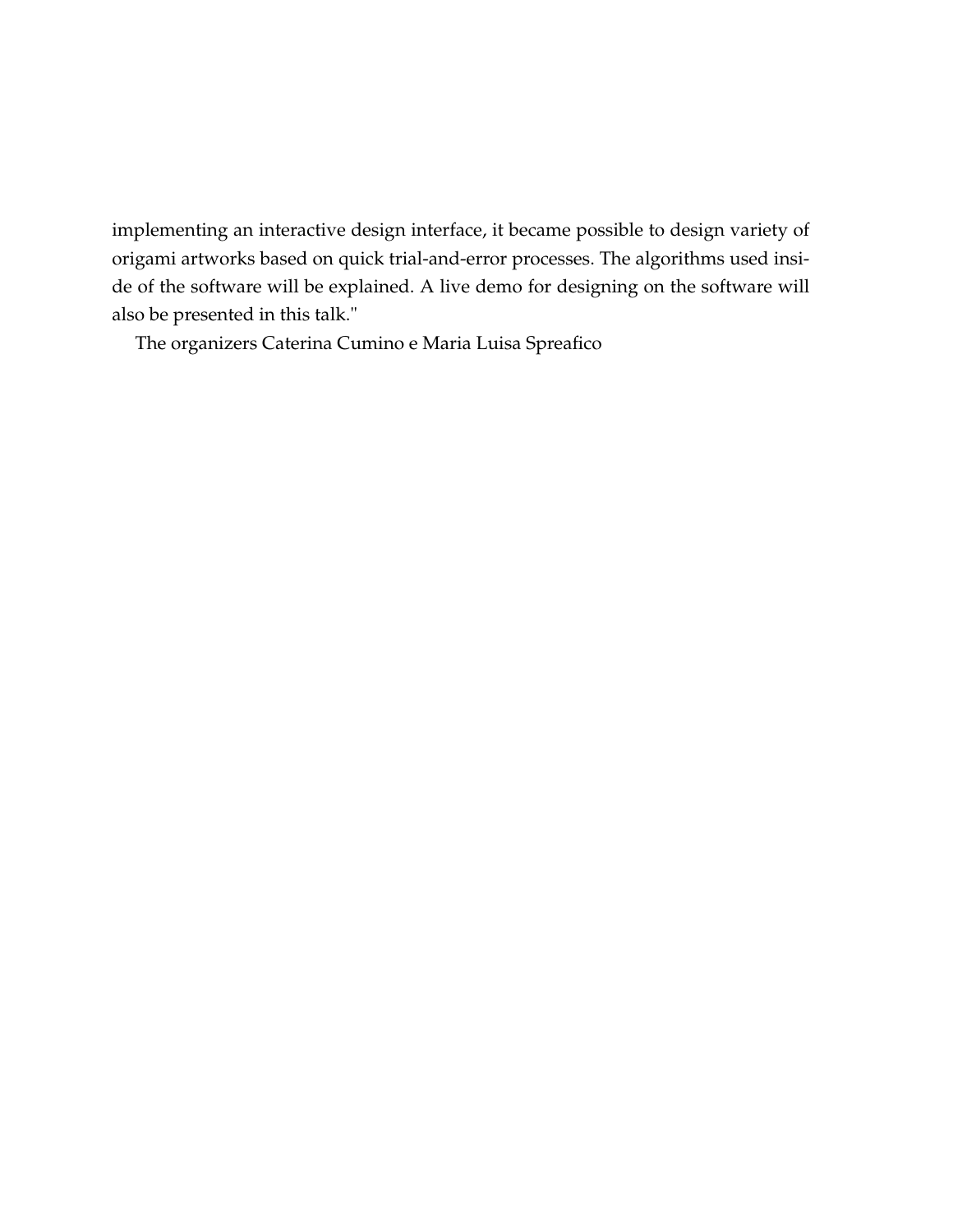implementing an interactive design interface, it became possible to design variety of origami artworks based on quick trial-and-error processes. The algorithms used inside of the software will be explained. A live demo for designing on the software will also be presented in this talk."

The organizers Caterina Cumino e Maria Luisa Spreafico